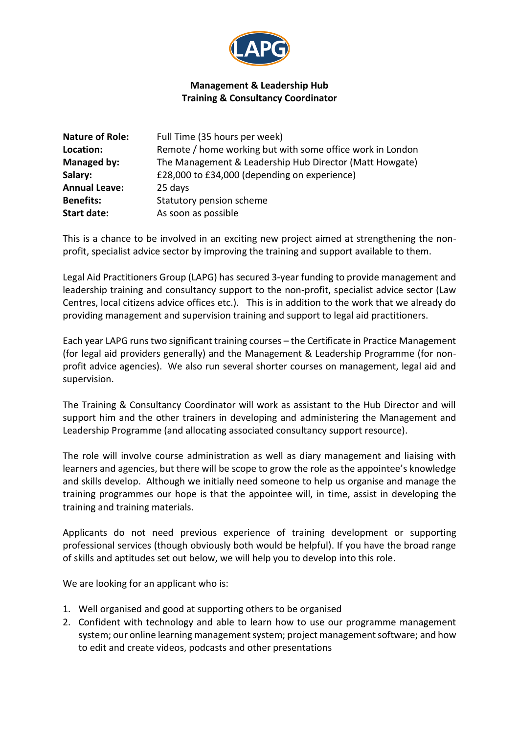LAPG

**Management & Leadership Hub**
**Training & Consultancy Coordinator**

| | |
|---|---|
| **Nature of Role:** | Full Time (35 hours per week) |
| **Location:** | Remote / home working but with some office work in London |
| **Managed by:** | The Management & Leadership Hub Director (Matt Howgate) |
| **Salary:** | £28,000 to £34,000 (depending on experience) |
| **Annual Leave:** | 25 days |
| **Benefits:** | Statutory pension scheme |
| **Start date:** | As soon as possible |

This is a chance to be involved in an exciting new project aimed at strengthening the non-profit, specialist advice sector by improving the training and support available to them.

Legal Aid Practitioners Group (LAPG) has secured 3-year funding to provide management and leadership training and consultancy support to the non-profit, specialist advice sector (Law Centres, local citizens advice offices etc.). This is in addition to the work that we already do providing management and supervision training and support to legal aid practitioners.

Each year LAPG runs two significant training courses – the Certificate in Practice Management (for legal aid providers generally) and the Management & Leadership Programme (for non-profit advice agencies). We also run several shorter courses on management, legal aid and supervision.

The Training & Consultancy Coordinator will work as assistant to the Hub Director and will support him and the other trainers in developing and administering the Management and Leadership Programme (and allocating associated consultancy support resource).

The role will involve course administration as well as diary management and liaising with learners and agencies, but there will be scope to grow the role as the appointee's knowledge and skills develop. Although we initially need someone to help us organise and manage the training programmes our hope is that the appointee will, in time, assist in developing the training and training materials.

Applicants do not need previous experience of training development or supporting professional services (though obviously both would be helpful). If you have the broad range of skills and aptitudes set out below, we will help you to develop into this role.

We are looking for an applicant who is:

1. Well organised and good at supporting others to be organised
2. Confident with technology and able to learn how to use our programme management system; our online learning management system; project management software; and how to edit and create videos, podcasts and other presentations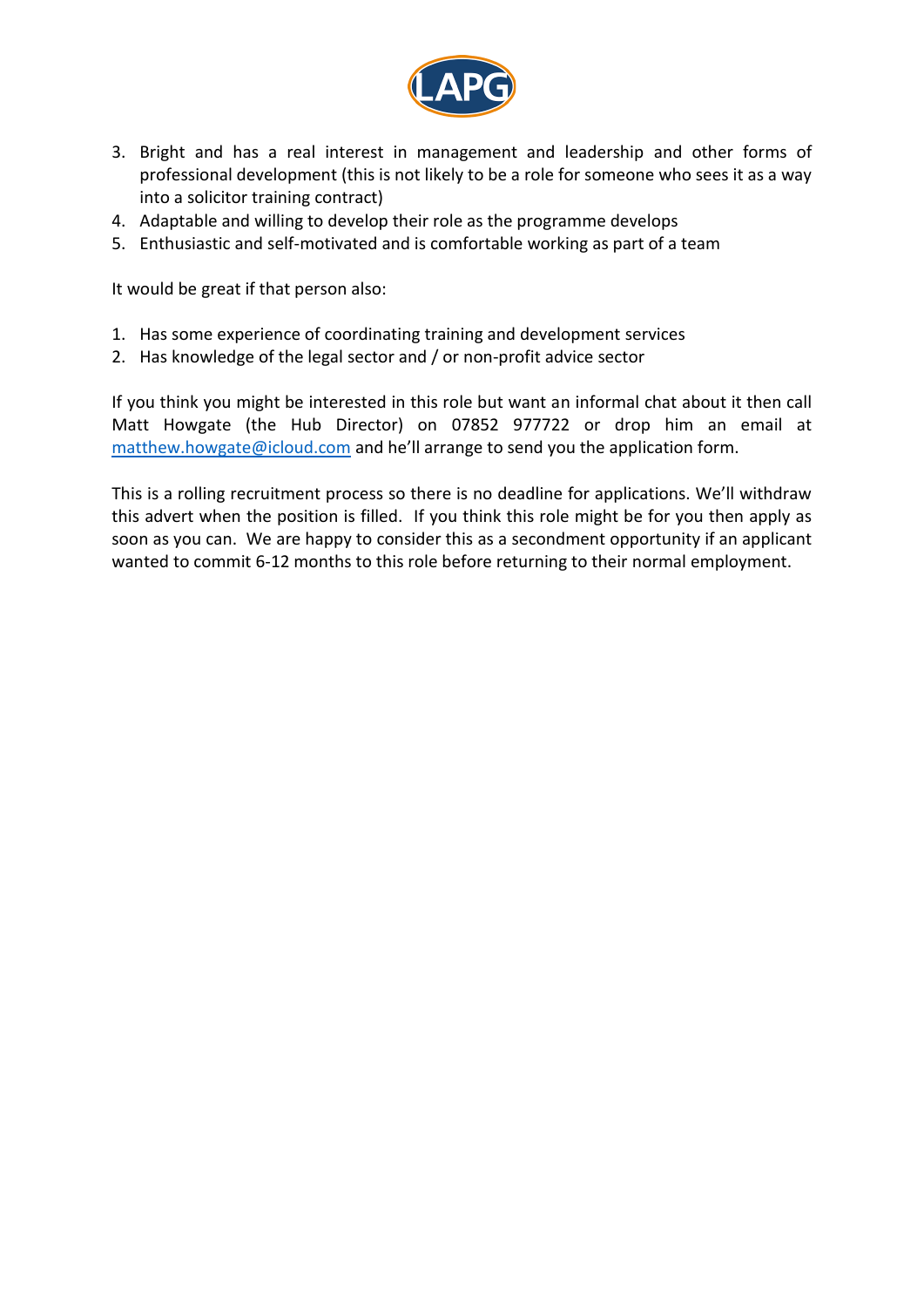3. Bright and has a real interest in management and leadership and other forms of professional development (this is not likely to be a role for someone who sees it as a way into a solicitor training contract)
4. Adaptable and willing to develop their role as the programme develops
5. Enthusiastic and self-motivated and is comfortable working as part of a team

It would be great if that person also:

1. Has some experience of coordinating training and development services
2. Has knowledge of the legal sector and / or non-profit advice sector

If you think you might be interested in this role but want an informal chat about it then call Matt Howgate (the Hub Director) on 07852 977722 or drop him an email at matthew.howgate@icloud.com and he'll arrange to send you the application form.

This is a rolling recruitment process so there is no deadline for applications. We'll withdraw this advert when the position is filled. If you think this role might be for you then apply as soon as you can. We are happy to consider this as a secondment opportunity if an applicant wanted to commit 6-12 months to this role before returning to their normal employment.